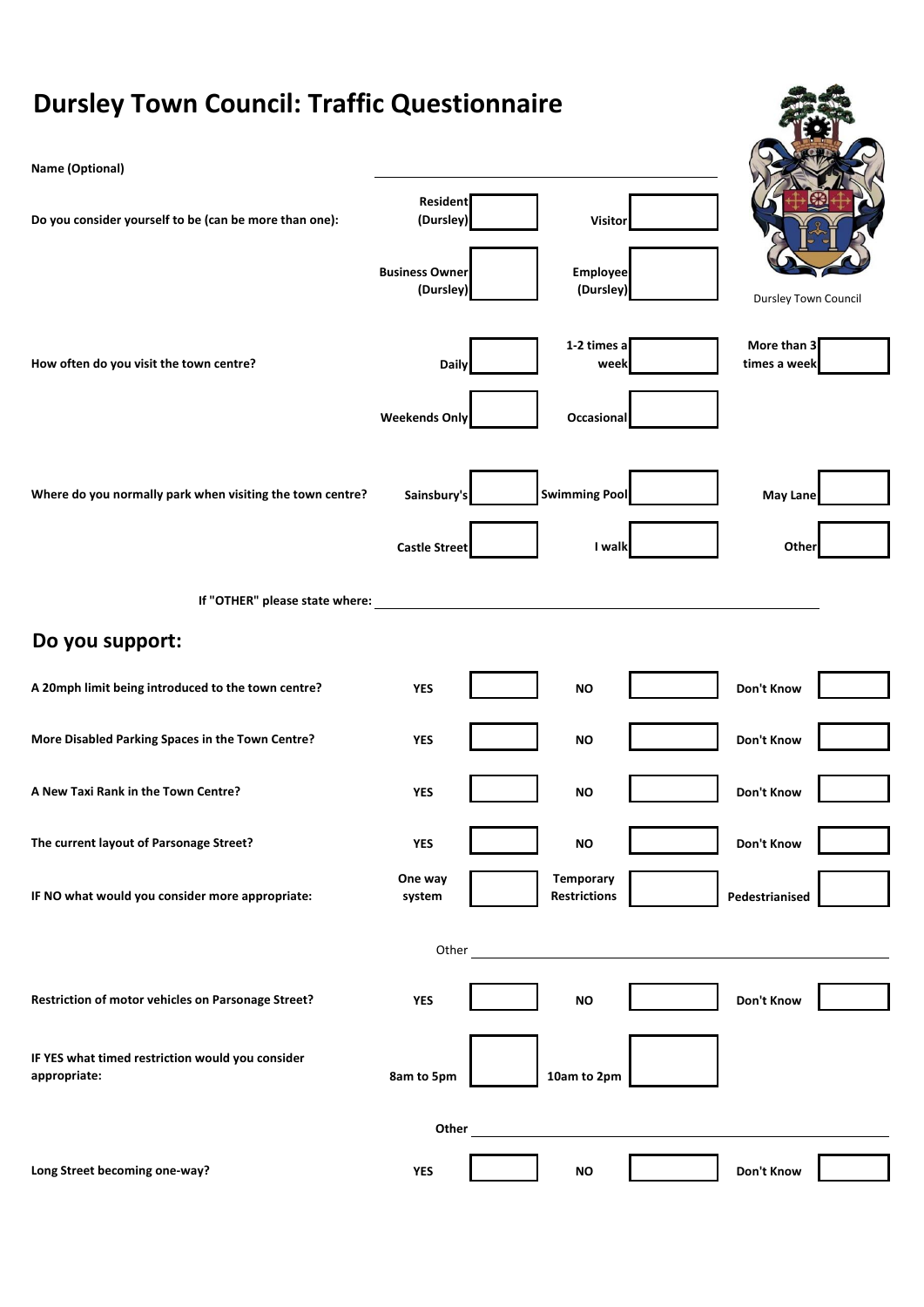# Dursley Town Council: Traffic Questionnaire

Dursley Town Council

**Name (Optional)** ______________________________

**Do you consider yourself to be (can be more than one):**

| | | | |
|---|---|---|---|
| **Resident (Dursley)** | ☐ | **Visitor** | ☐ |
| **Business Owner (Dursley)** | ☐ | **Employee (Dursley)** | ☐ |

**How often do you visit the town centre?**

| | | | | | |
|---|---|---|---|---|---|
| **Daily** | ☐ | **1-2 times a week** | ☐ | **More than 3 times a week** | ☐ |
| **Weekends Only** | ☐ | **Occasional** | ☐ | | |

**Where do you normally park when visiting the town centre?**

| | | | | | |
|---|---|---|---|---|---|
| **Sainsbury's** | ☐ | **Swimming Pool** | ☐ | **May Lane** | ☐ |
| **Castle Street** | ☐ | **I walk** | ☐ | **Other** | ☐ |

**If "OTHER" please state where:** ______________________________

## Do you support:

| | | | | | | |
|---|---|---|---|---|---|---|
| **A 20mph limit being introduced to the town centre?** | **YES** | ☐ | **NO** | ☐ | **Don't Know** | ☐ |
| **More Disabled Parking Spaces in the Town Centre?** | **YES** | ☐ | **NO** | ☐ | **Don't Know** | ☐ |
| **A New Taxi Rank in the Town Centre?** | **YES** | ☐ | **NO** | ☐ | **Don't Know** | ☐ |
| **The current layout of Parsonage Street?** | **YES** | ☐ | **NO** | ☐ | **Don't Know** | ☐ |
| **IF NO what would you consider more appropriate:** | **One way system** | ☐ | **Temporary Restrictions** | ☐ | **Pedestrianised** | ☐ |

Other ______________________________

| | | | | | | |
|---|---|---|---|---|---|---|
| **Restriction of motor vehicles on Parsonage Street?** | **YES** | ☐ | **NO** | ☐ | **Don't Know** | ☐ |
| **IF YES what timed restriction would you consider appropriate:** | **8am to 5pm** | ☐ | **10am to 2pm** | ☐ | | |

**Other** ______________________________

| | | | | | | |
|---|---|---|---|---|---|---|
| **Long Street becoming one-way?** | **YES** | ☐ | **NO** | ☐ | **Don't Know** | ☐ |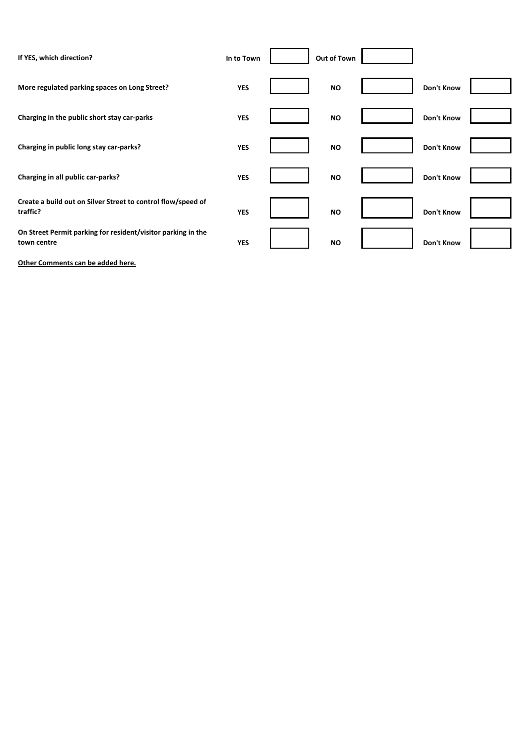| | | | | | | |
|---|---|---|---|---|---|---|
| **If YES, which direction?** | **In to Town** | | **Out of Town** | | | |
| **More regulated parking spaces on Long Street?** | **YES** | | **NO** | | **Don't Know** | |
| **Charging in the public short stay car-parks** | **YES** | | **NO** | | **Don't Know** | |
| **Charging in public long stay car-parks?** | **YES** | | **NO** | | **Don't Know** | |
| **Charging in all public car-parks?** | **YES** | | **NO** | | **Don't Know** | |
| **Create a build out on Silver Street to control flow/speed of traffic?** | **YES** | | **NO** | | **Don't Know** | |
| **On Street Permit parking for resident/visitor parking in the town centre** | **YES** | | **NO** | | **Don't Know** | |

**Other Comments can be added here.**